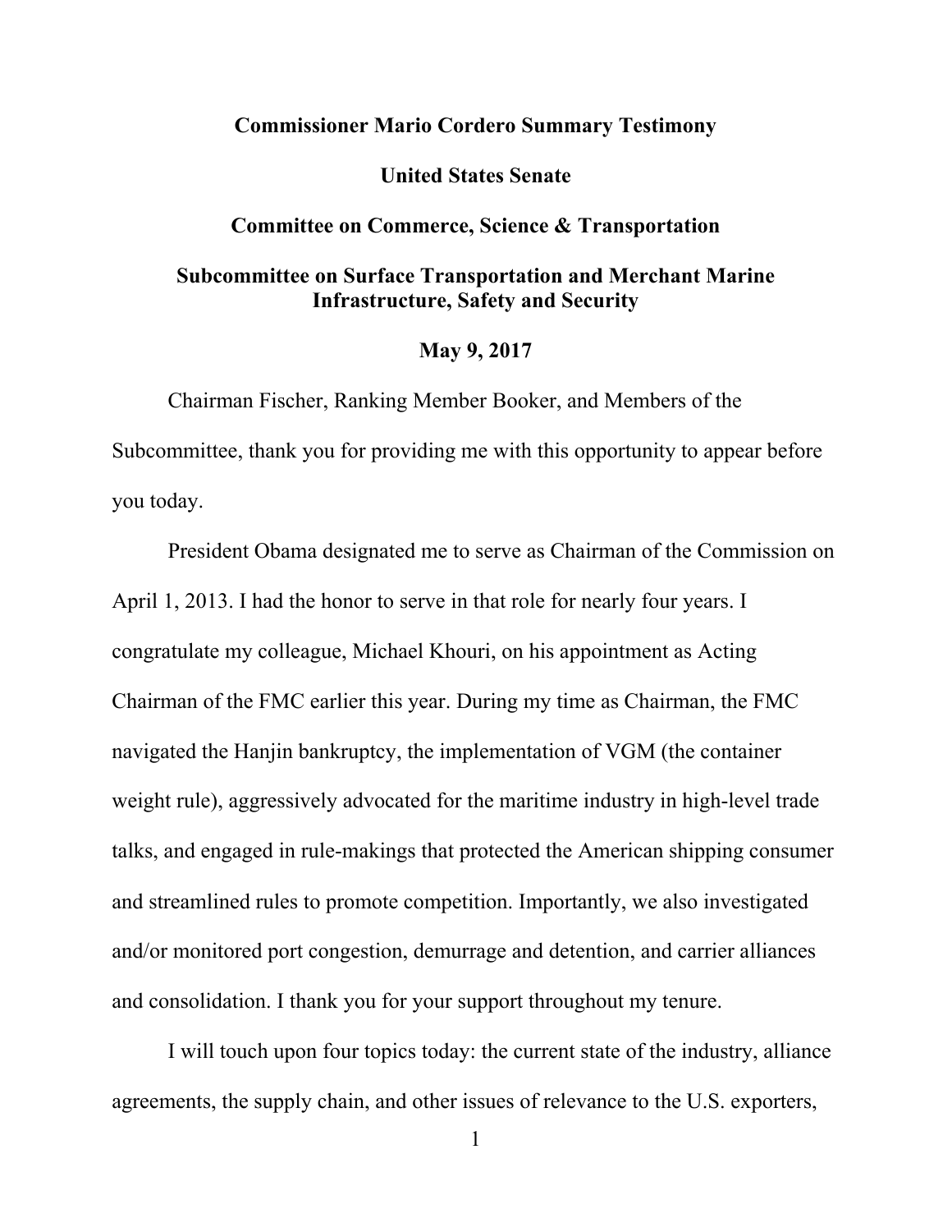**Commissioner Mario Cordero Summary Testimony**

**United States Senate**

**Committee on Commerce, Science & Transportation**

**Subcommittee on Surface Transportation and Merchant Marine Infrastructure, Safety and Security**

**May 9, 2017**

Chairman Fischer, Ranking Member Booker, and Members of the Subcommittee, thank you for providing me with this opportunity to appear before you today.

President Obama designated me to serve as Chairman of the Commission on April 1, 2013. I had the honor to serve in that role for nearly four years. I congratulate my colleague, Michael Khouri, on his appointment as Acting Chairman of the FMC earlier this year. During my time as Chairman, the FMC navigated the Hanjin bankruptcy, the implementation of VGM (the container weight rule), aggressively advocated for the maritime industry in high-level trade talks, and engaged in rule-makings that protected the American shipping consumer and streamlined rules to promote competition. Importantly, we also investigated and/or monitored port congestion, demurrage and detention, and carrier alliances and consolidation. I thank you for your support throughout my tenure.

I will touch upon four topics today: the current state of the industry, alliance agreements, the supply chain, and other issues of relevance to the U.S. exporters,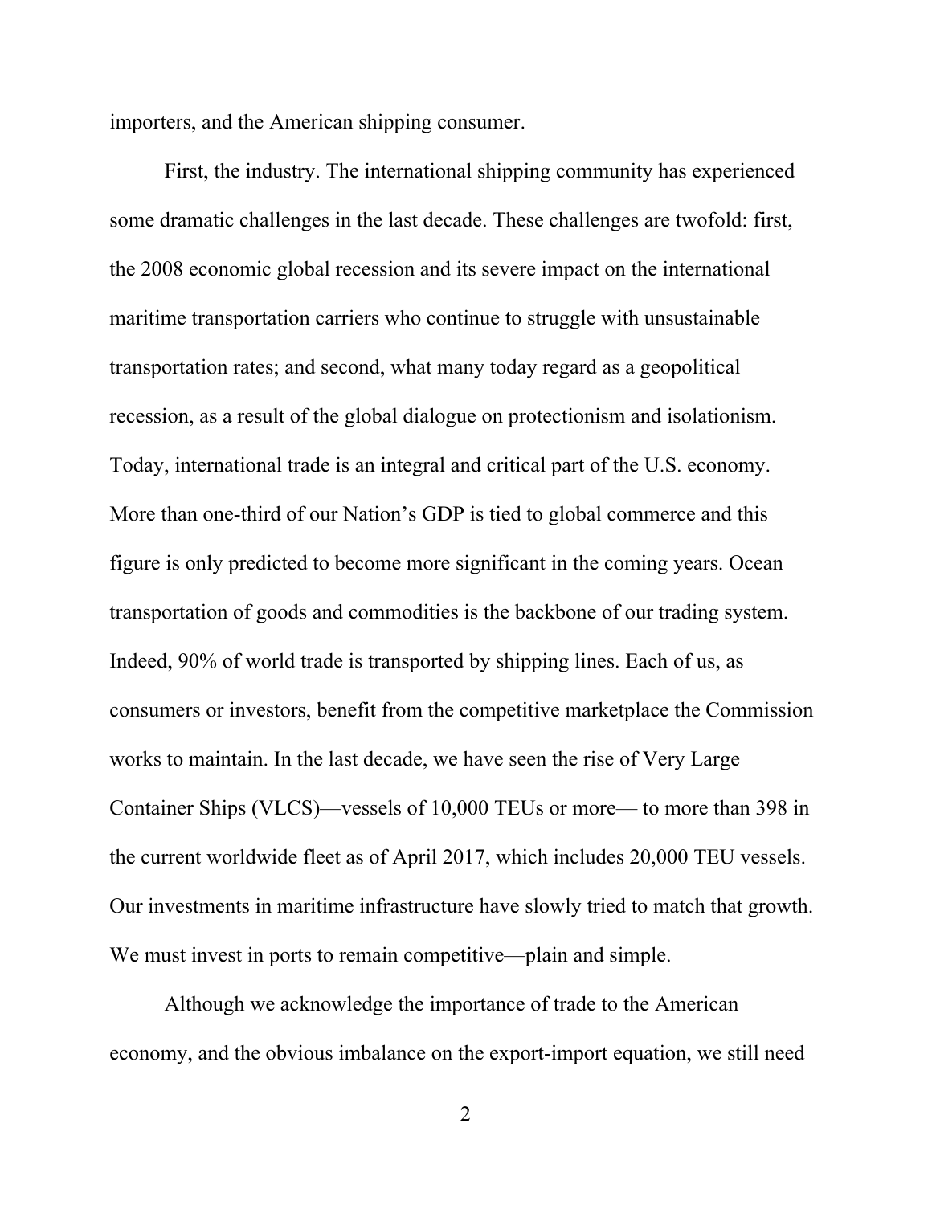importers, and the American shipping consumer.

First, the industry. The international shipping community has experienced some dramatic challenges in the last decade. These challenges are twofold: first, the 2008 economic global recession and its severe impact on the international maritime transportation carriers who continue to struggle with unsustainable transportation rates; and second, what many today regard as a geopolitical recession, as a result of the global dialogue on protectionism and isolationism. Today, international trade is an integral and critical part of the U.S. economy. More than one-third of our Nation's GDP is tied to global commerce and this figure is only predicted to become more significant in the coming years. Ocean transportation of goods and commodities is the backbone of our trading system. Indeed, 90% of world trade is transported by shipping lines. Each of us, as consumers or investors, benefit from the competitive marketplace the Commission works to maintain. In the last decade, we have seen the rise of Very Large Container Ships (VLCS)—vessels of 10,000 TEUs or more— to more than 398 in the current worldwide fleet as of April 2017, which includes 20,000 TEU vessels. Our investments in maritime infrastructure have slowly tried to match that growth. We must invest in ports to remain competitive—plain and simple.

Although we acknowledge the importance of trade to the American economy, and the obvious imbalance on the export-import equation, we still need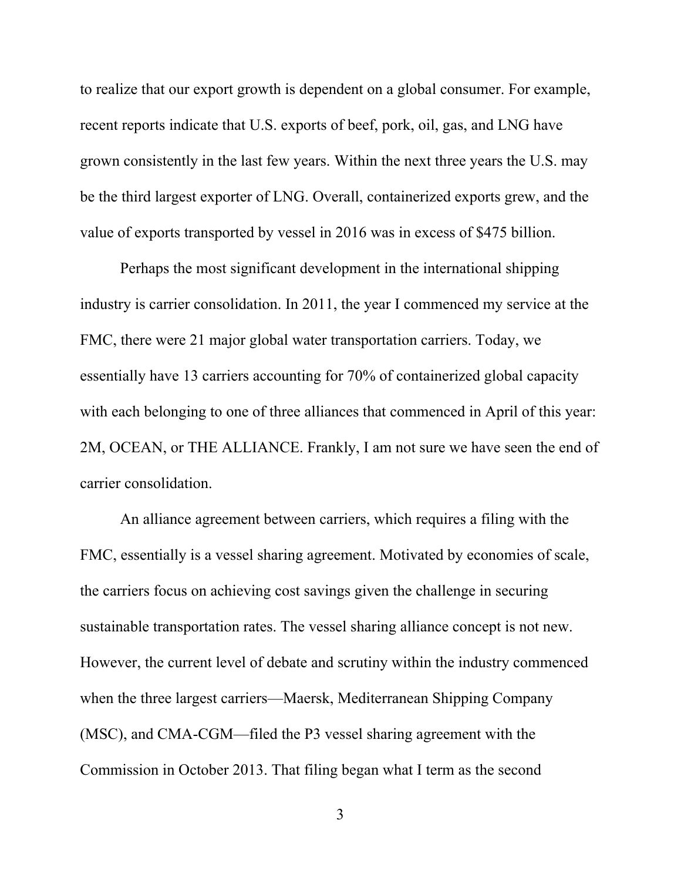to realize that our export growth is dependent on a global consumer. For example, recent reports indicate that U.S. exports of beef, pork, oil, gas, and LNG have grown consistently in the last few years. Within the next three years the U.S. may be the third largest exporter of LNG. Overall, containerized exports grew, and the value of exports transported by vessel in 2016 was in excess of $475 billion.

Perhaps the most significant development in the international shipping industry is carrier consolidation. In 2011, the year I commenced my service at the FMC, there were 21 major global water transportation carriers. Today, we essentially have 13 carriers accounting for 70% of containerized global capacity with each belonging to one of three alliances that commenced in April of this year: 2M, OCEAN, or THE ALLIANCE. Frankly, I am not sure we have seen the end of carrier consolidation.

An alliance agreement between carriers, which requires a filing with the FMC, essentially is a vessel sharing agreement. Motivated by economies of scale, the carriers focus on achieving cost savings given the challenge in securing sustainable transportation rates. The vessel sharing alliance concept is not new. However, the current level of debate and scrutiny within the industry commenced when the three largest carriers—Maersk, Mediterranean Shipping Company (MSC), and CMA-CGM—filed the P3 vessel sharing agreement with the Commission in October 2013. That filing began what I term as the second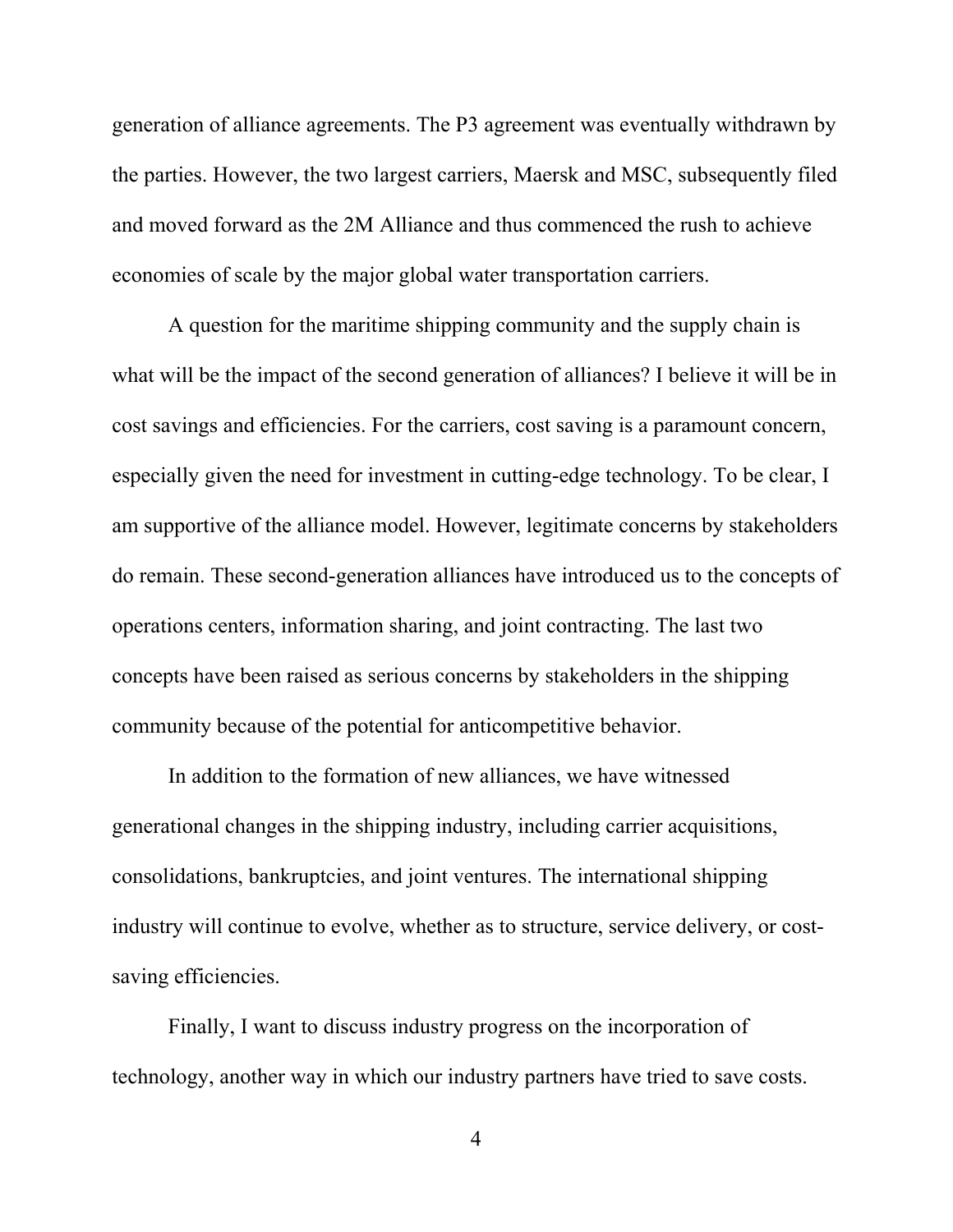generation of alliance agreements. The P3 agreement was eventually withdrawn by the parties. However, the two largest carriers, Maersk and MSC, subsequently filed and moved forward as the 2M Alliance and thus commenced the rush to achieve economies of scale by the major global water transportation carriers.

A question for the maritime shipping community and the supply chain is what will be the impact of the second generation of alliances? I believe it will be in cost savings and efficiencies. For the carriers, cost saving is a paramount concern, especially given the need for investment in cutting-edge technology. To be clear, I am supportive of the alliance model. However, legitimate concerns by stakeholders do remain. These second-generation alliances have introduced us to the concepts of operations centers, information sharing, and joint contracting. The last two concepts have been raised as serious concerns by stakeholders in the shipping community because of the potential for anticompetitive behavior.

In addition to the formation of new alliances, we have witnessed generational changes in the shipping industry, including carrier acquisitions, consolidations, bankruptcies, and joint ventures. The international shipping industry will continue to evolve, whether as to structure, service delivery, or cost-saving efficiencies.

Finally, I want to discuss industry progress on the incorporation of technology, another way in which our industry partners have tried to save costs.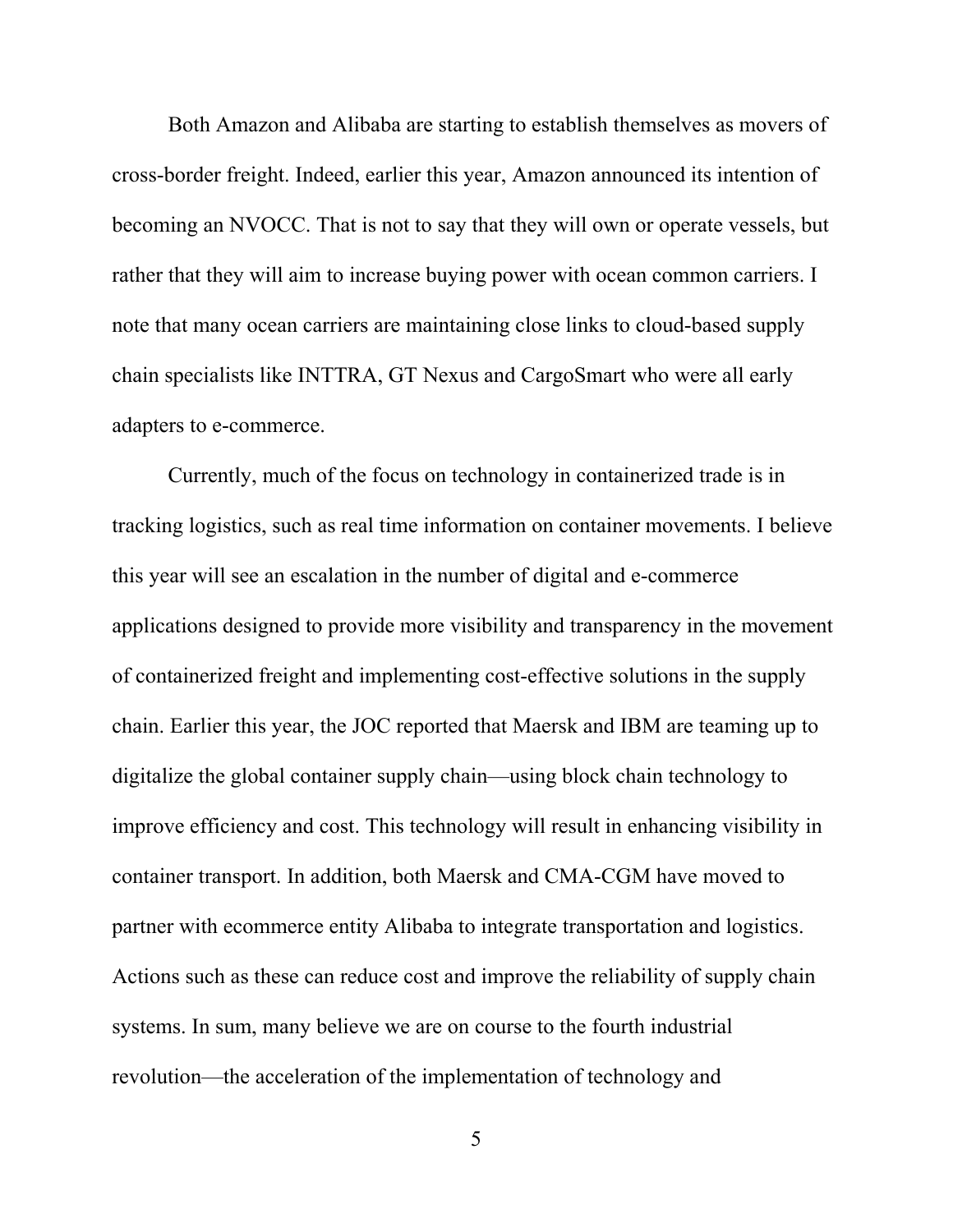Both Amazon and Alibaba are starting to establish themselves as movers of cross-border freight. Indeed, earlier this year, Amazon announced its intention of becoming an NVOCC. That is not to say that they will own or operate vessels, but rather that they will aim to increase buying power with ocean common carriers. I note that many ocean carriers are maintaining close links to cloud-based supply chain specialists like INTTRA, GT Nexus and CargoSmart who were all early adapters to e-commerce.

Currently, much of the focus on technology in containerized trade is in tracking logistics, such as real time information on container movements. I believe this year will see an escalation in the number of digital and e-commerce applications designed to provide more visibility and transparency in the movement of containerized freight and implementing cost-effective solutions in the supply chain. Earlier this year, the JOC reported that Maersk and IBM are teaming up to digitalize the global container supply chain—using block chain technology to improve efficiency and cost. This technology will result in enhancing visibility in container transport. In addition, both Maersk and CMA-CGM have moved to partner with ecommerce entity Alibaba to integrate transportation and logistics. Actions such as these can reduce cost and improve the reliability of supply chain systems. In sum, many believe we are on course to the fourth industrial revolution—the acceleration of the implementation of technology and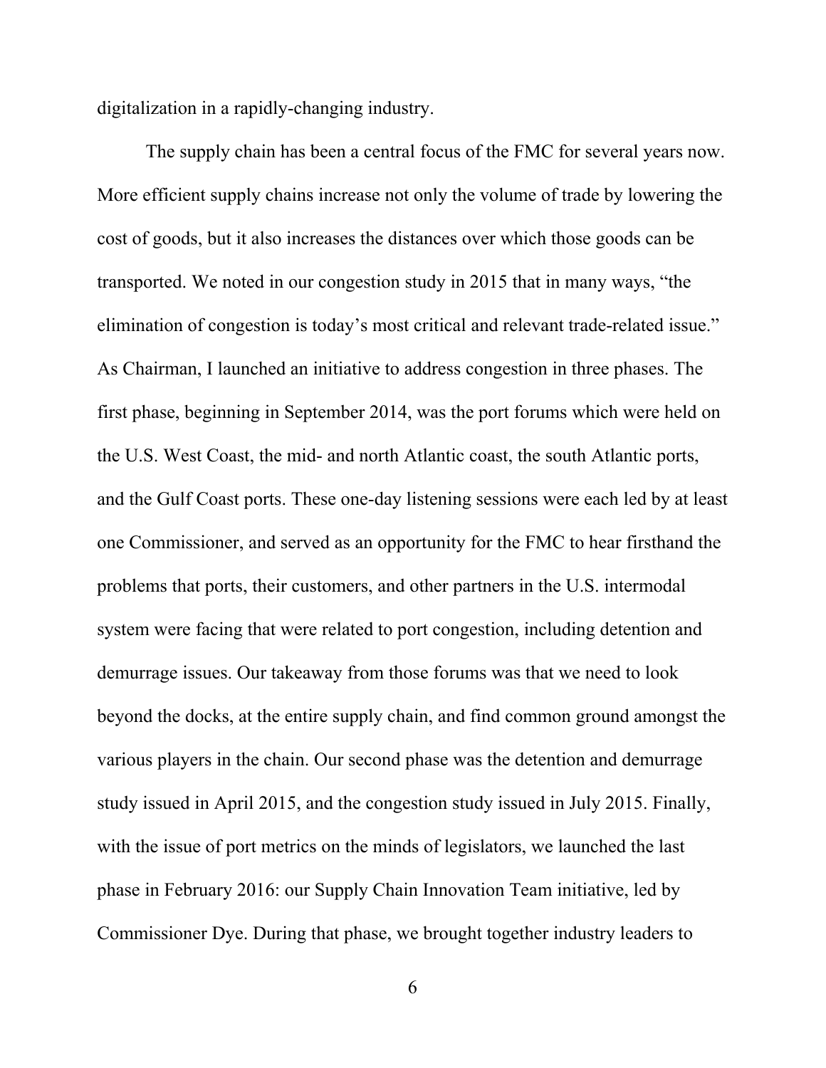digitalization in a rapidly-changing industry.

The supply chain has been a central focus of the FMC for several years now. More efficient supply chains increase not only the volume of trade by lowering the cost of goods, but it also increases the distances over which those goods can be transported. We noted in our congestion study in 2015 that in many ways, "the elimination of congestion is today's most critical and relevant trade-related issue." As Chairman, I launched an initiative to address congestion in three phases. The first phase, beginning in September 2014, was the port forums which were held on the U.S. West Coast, the mid- and north Atlantic coast, the south Atlantic ports, and the Gulf Coast ports. These one-day listening sessions were each led by at least one Commissioner, and served as an opportunity for the FMC to hear firsthand the problems that ports, their customers, and other partners in the U.S. intermodal system were facing that were related to port congestion, including detention and demurrage issues. Our takeaway from those forums was that we need to look beyond the docks, at the entire supply chain, and find common ground amongst the various players in the chain. Our second phase was the detention and demurrage study issued in April 2015, and the congestion study issued in July 2015. Finally, with the issue of port metrics on the minds of legislators, we launched the last phase in February 2016: our Supply Chain Innovation Team initiative, led by Commissioner Dye. During that phase, we brought together industry leaders to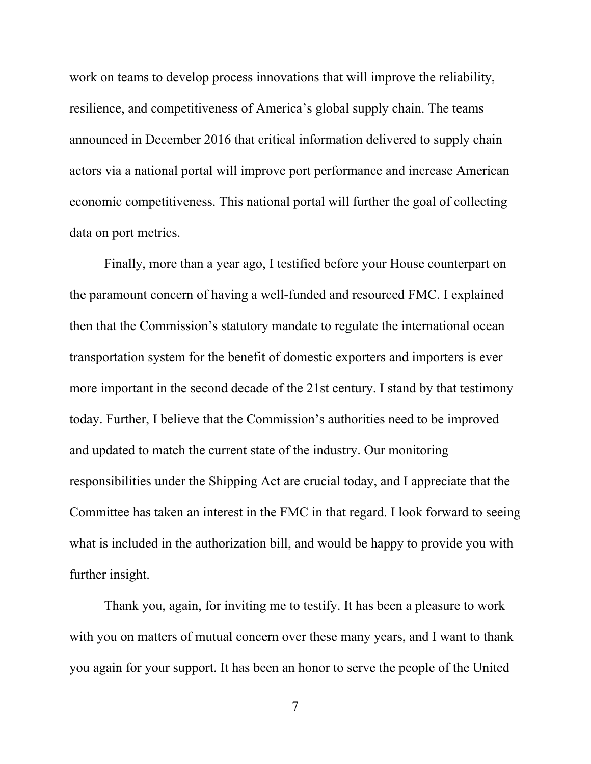work on teams to develop process innovations that will improve the reliability, resilience, and competitiveness of America's global supply chain. The teams announced in December 2016 that critical information delivered to supply chain actors via a national portal will improve port performance and increase American economic competitiveness. This national portal will further the goal of collecting data on port metrics.

Finally, more than a year ago, I testified before your House counterpart on the paramount concern of having a well-funded and resourced FMC. I explained then that the Commission's statutory mandate to regulate the international ocean transportation system for the benefit of domestic exporters and importers is ever more important in the second decade of the 21st century. I stand by that testimony today. Further, I believe that the Commission's authorities need to be improved and updated to match the current state of the industry. Our monitoring responsibilities under the Shipping Act are crucial today, and I appreciate that the Committee has taken an interest in the FMC in that regard. I look forward to seeing what is included in the authorization bill, and would be happy to provide you with further insight.

Thank you, again, for inviting me to testify. It has been a pleasure to work with you on matters of mutual concern over these many years, and I want to thank you again for your support. It has been an honor to serve the people of the United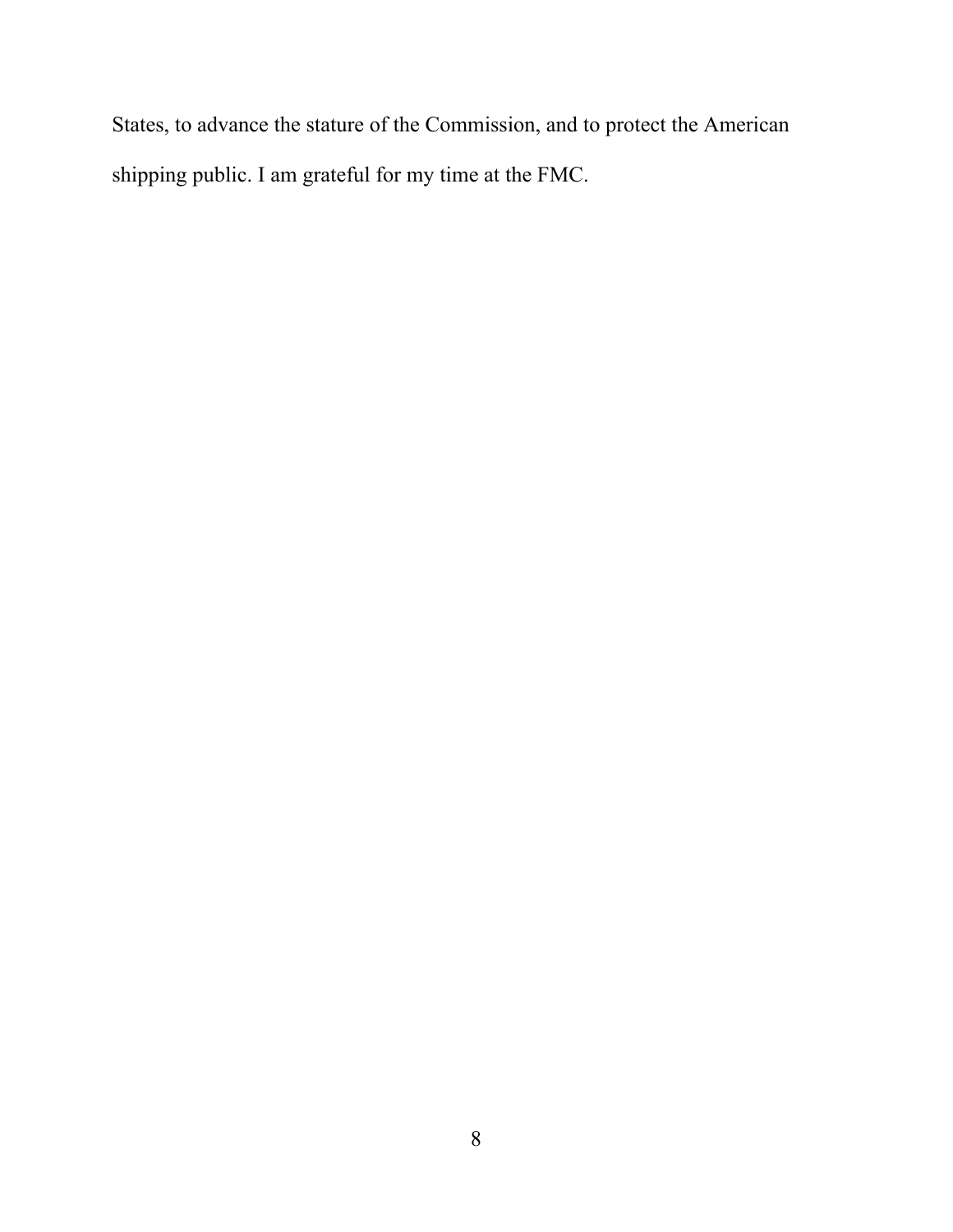States, to advance the stature of the Commission, and to protect the American shipping public. I am grateful for my time at the FMC.